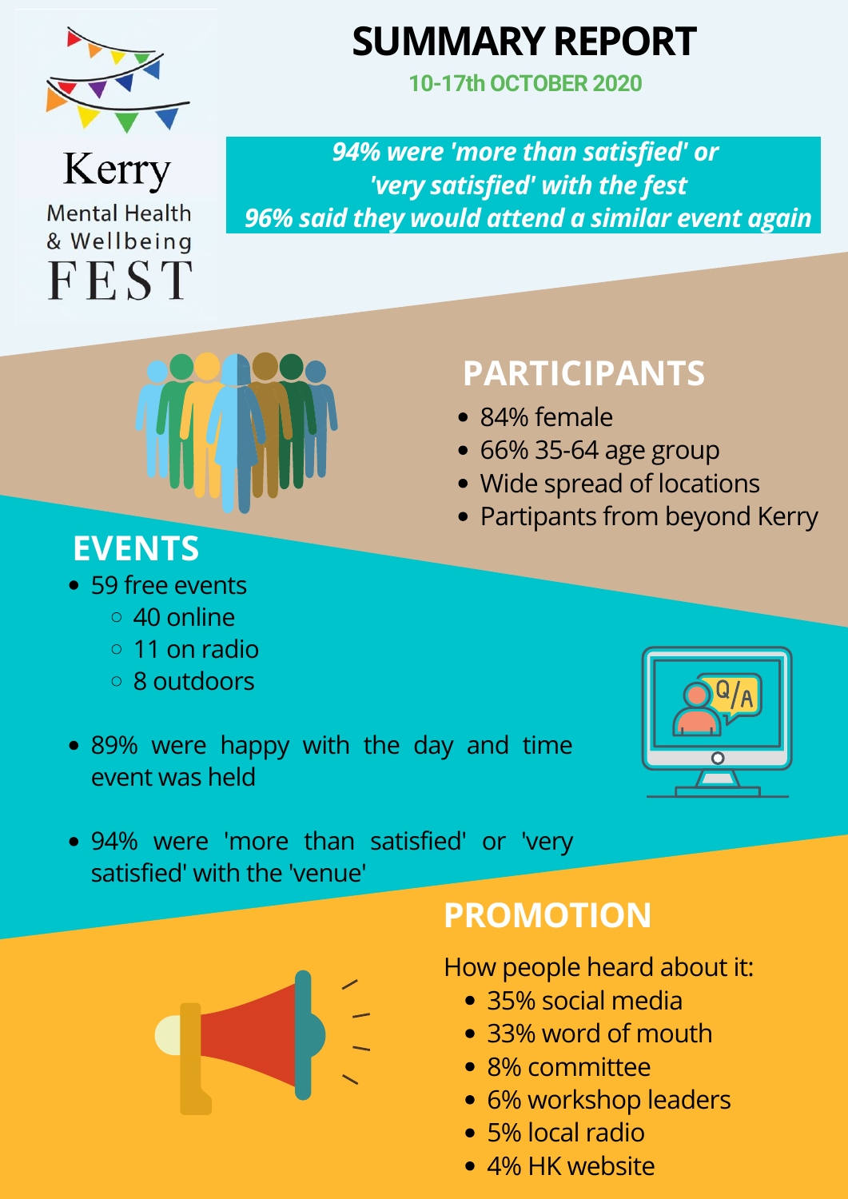Kerry
Mental Health & Wellbeing
FEST

# SUMMARY REPORT

**10-17th OCTOBER 2020**

***94% were 'more than satisfied' or 'very satisfied' with the fest***
***96% said they would attend a similar event again***

## PARTICIPANTS

- 84% female
- 66% 35-64 age group
- Wide spread of locations
- Partipants from beyond Kerry

## EVENTS

- 59 free events
  - 40 online
  - 11 on radio
  - 8 outdoors
- 89% were happy with the day and time event was held
- 94% were 'more than satisfied' or 'very satisfied' with the 'venue'

## PROMOTION

How people heard about it:

- 35% social media
- 33% word of mouth
- 8% committee
- 6% workshop leaders
- 5% local radio
- 4% HK website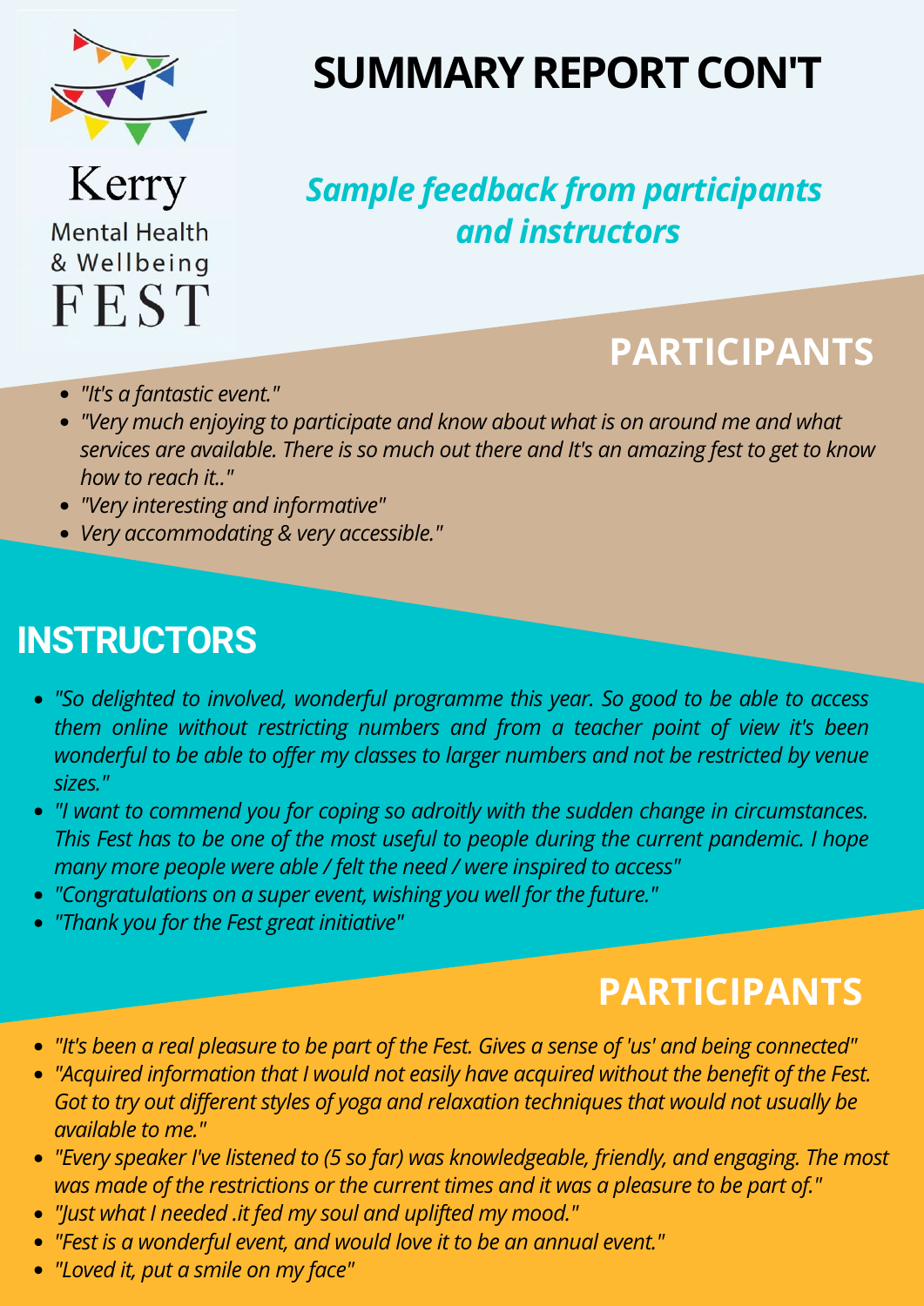Kerry
Mental Health
& Wellbeing
FEST

# SUMMARY REPORT CON'T

## *Sample feedback from participants and instructors*

## PARTICIPANTS

- *"It's a fantastic event."*
- *"Very much enjoying to participate and know about what is on around me and what services are available. There is so much out there and It's an amazing fest to get to know how to reach it.."*
- *"Very interesting and informative"*
- *Very accommodating & very accessible."*

## INSTRUCTORS

- *"So delighted to involved, wonderful programme this year. So good to be able to access them online without restricting numbers and from a teacher point of view it's been wonderful to be able to offer my classes to larger numbers and not be restricted by venue sizes."*
- *"I want to commend you for coping so adroitly with the sudden change in circumstances. This Fest has to be one of the most useful to people during the current pandemic. I hope many more people were able / felt the need / were inspired to access"*
- *"Congratulations on a super event, wishing you well for the future."*
- *"Thank you for the Fest great initiative"*

## PARTICIPANTS

- *"It's been a real pleasure to be part of the Fest. Gives a sense of 'us' and being connected"*
- *"Acquired information that I would not easily have acquired without the benefit of the Fest. Got to try out different styles of yoga and relaxation techniques that would not usually be available to me."*
- *"Every speaker I've listened to (5 so far) was knowledgeable, friendly, and engaging. The most was made of the restrictions or the current times and it was a pleasure to be part of."*
- *"Just what I needed .it fed my soul and uplifted my mood."*
- *"Fest is a wonderful event, and would love it to be an annual event."*
- *"Loved it, put a smile on my face"*